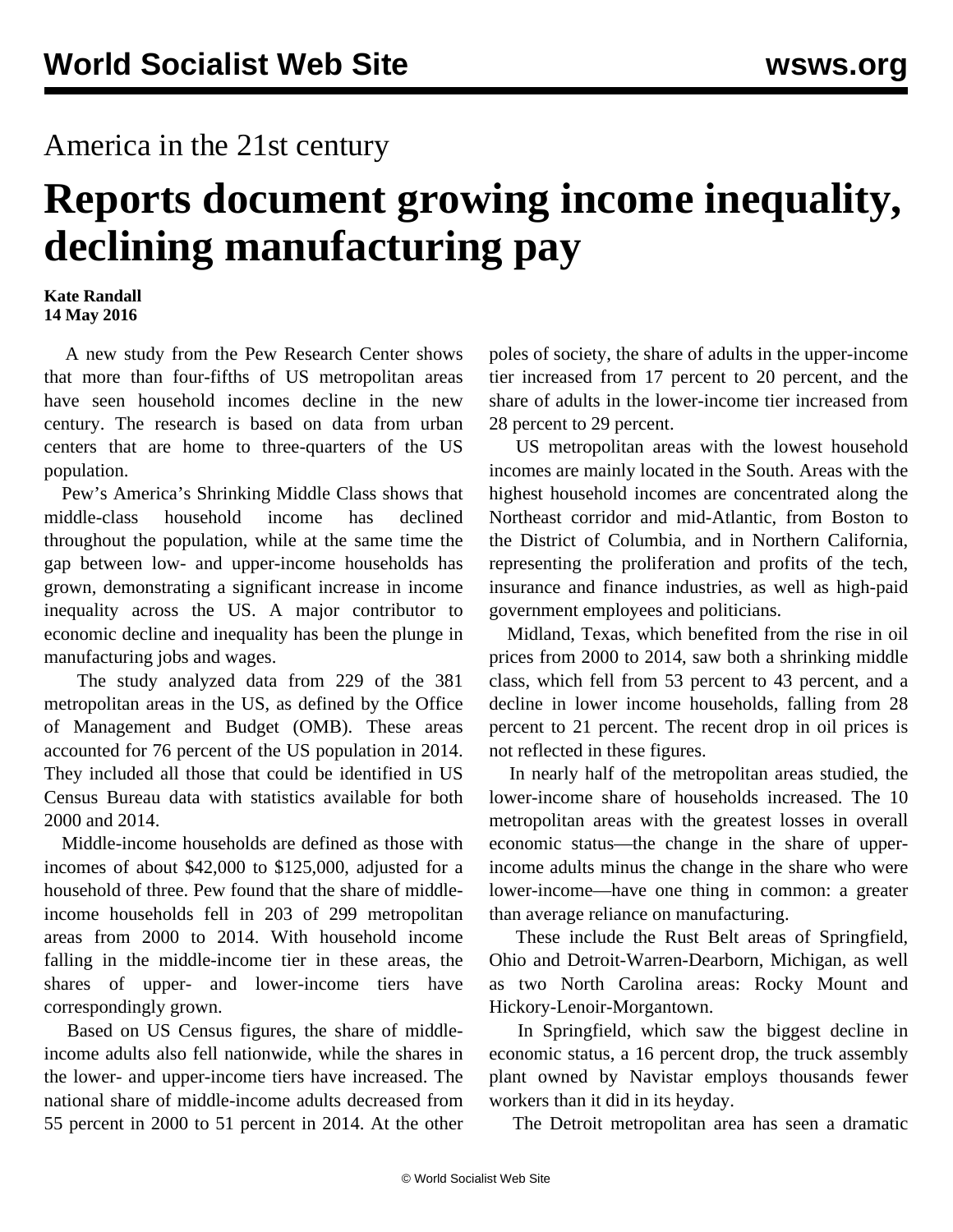America in the 21st century

# Reports document growing income inequality, declining manufacturing pay

**Kate Randall**
**14 May 2016**

A new study from the Pew Research Center shows that more than four-fifths of US metropolitan areas have seen household incomes decline in the new century. The research is based on data from urban centers that are home to three-quarters of the US population.

Pew's America's Shrinking Middle Class shows that middle-class household income has declined throughout the population, while at the same time the gap between low- and upper-income households has grown, demonstrating a significant increase in income inequality across the US. A major contributor to economic decline and inequality has been the plunge in manufacturing jobs and wages.

The study analyzed data from 229 of the 381 metropolitan areas in the US, as defined by the Office of Management and Budget (OMB). These areas accounted for 76 percent of the US population in 2014. They included all those that could be identified in US Census Bureau data with statistics available for both 2000 and 2014.

Middle-income households are defined as those with incomes of about $42,000 to $125,000, adjusted for a household of three. Pew found that the share of middle-income households fell in 203 of 299 metropolitan areas from 2000 to 2014. With household income falling in the middle-income tier in these areas, the shares of upper- and lower-income tiers have correspondingly grown.

Based on US Census figures, the share of middle-income adults also fell nationwide, while the shares in the lower- and upper-income tiers have increased. The national share of middle-income adults decreased from 55 percent in 2000 to 51 percent in 2014. At the other poles of society, the share of adults in the upper-income tier increased from 17 percent to 20 percent, and the share of adults in the lower-income tier increased from 28 percent to 29 percent.

US metropolitan areas with the lowest household incomes are mainly located in the South. Areas with the highest household incomes are concentrated along the Northeast corridor and mid-Atlantic, from Boston to the District of Columbia, and in Northern California, representing the proliferation and profits of the tech, insurance and finance industries, as well as high-paid government employees and politicians.

Midland, Texas, which benefited from the rise in oil prices from 2000 to 2014, saw both a shrinking middle class, which fell from 53 percent to 43 percent, and a decline in lower income households, falling from 28 percent to 21 percent. The recent drop in oil prices is not reflected in these figures.

In nearly half of the metropolitan areas studied, the lower-income share of households increased. The 10 metropolitan areas with the greatest losses in overall economic status—the change in the share of upper-income adults minus the change in the share who were lower-income—have one thing in common: a greater than average reliance on manufacturing.

These include the Rust Belt areas of Springfield, Ohio and Detroit-Warren-Dearborn, Michigan, as well as two North Carolina areas: Rocky Mount and Hickory-Lenoir-Morgantown.

In Springfield, which saw the biggest decline in economic status, a 16 percent drop, the truck assembly plant owned by Navistar employs thousands fewer workers than it did in its heyday.

The Detroit metropolitan area has seen a dramatic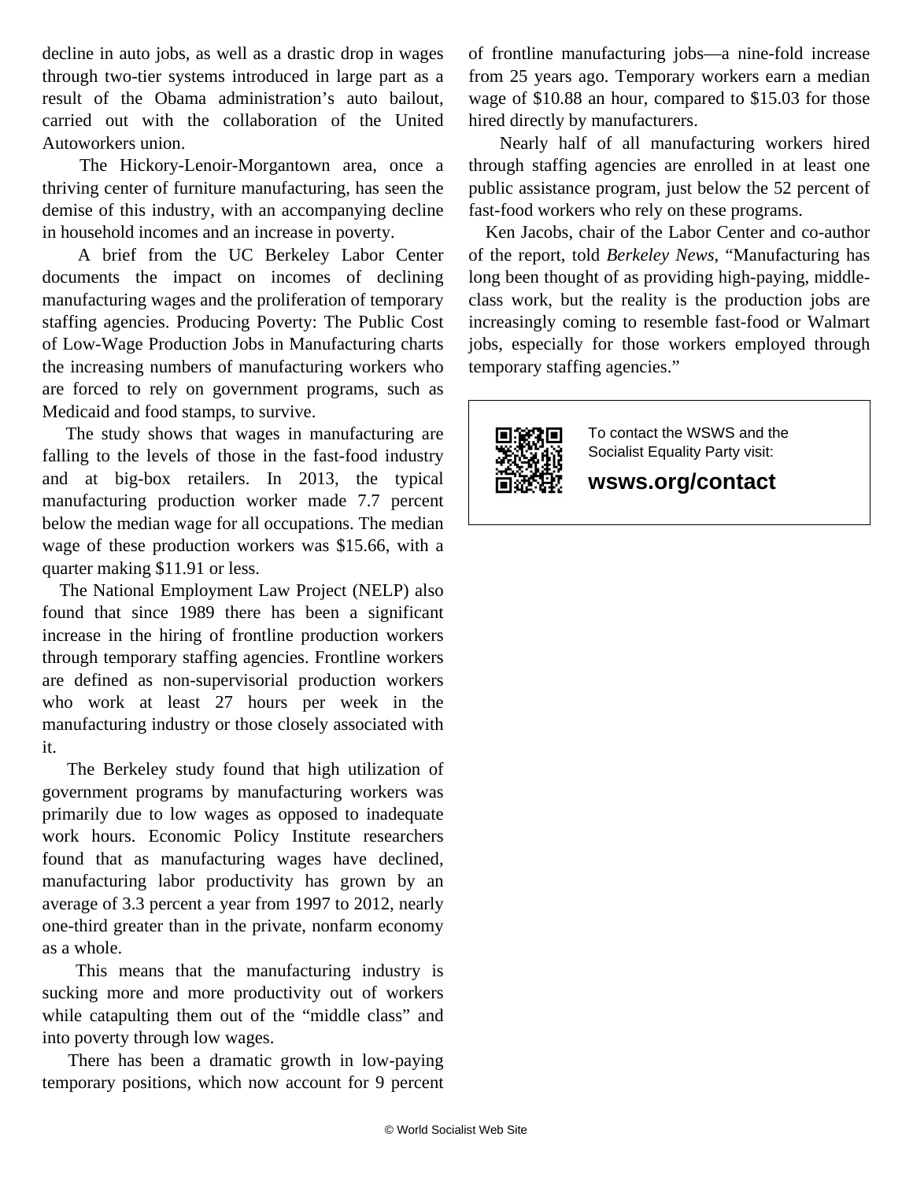decline in auto jobs, as well as a drastic drop in wages through two-tier systems introduced in large part as a result of the Obama administration's auto bailout, carried out with the collaboration of the United Autoworkers union.

The Hickory-Lenoir-Morgantown area, once a thriving center of furniture manufacturing, has seen the demise of this industry, with an accompanying decline in household incomes and an increase in poverty.

A brief from the UC Berkeley Labor Center documents the impact on incomes of declining manufacturing wages and the proliferation of temporary staffing agencies. Producing Poverty: The Public Cost of Low-Wage Production Jobs in Manufacturing charts the increasing numbers of manufacturing workers who are forced to rely on government programs, such as Medicaid and food stamps, to survive.

The study shows that wages in manufacturing are falling to the levels of those in the fast-food industry and at big-box retailers. In 2013, the typical manufacturing production worker made 7.7 percent below the median wage for all occupations. The median wage of these production workers was $15.66, with a quarter making $11.91 or less.

The National Employment Law Project (NELP) also found that since 1989 there has been a significant increase in the hiring of frontline production workers through temporary staffing agencies. Frontline workers are defined as non-supervisorial production workers who work at least 27 hours per week in the manufacturing industry or those closely associated with it.

The Berkeley study found that high utilization of government programs by manufacturing workers was primarily due to low wages as opposed to inadequate work hours. Economic Policy Institute researchers found that as manufacturing wages have declined, manufacturing labor productivity has grown by an average of 3.3 percent a year from 1997 to 2012, nearly one-third greater than in the private, nonfarm economy as a whole.

This means that the manufacturing industry is sucking more and more productivity out of workers while catapulting them out of the "middle class" and into poverty through low wages.

There has been a dramatic growth in low-paying temporary positions, which now account for 9 percent of frontline manufacturing jobs—a nine-fold increase from 25 years ago. Temporary workers earn a median wage of $10.88 an hour, compared to $15.03 for those hired directly by manufacturers.

Nearly half of all manufacturing workers hired through staffing agencies are enrolled in at least one public assistance program, just below the 52 percent of fast-food workers who rely on these programs.

Ken Jacobs, chair of the Labor Center and co-author of the report, told *Berkeley News*, "Manufacturing has long been thought of as providing high-paying, middle-class work, but the reality is the production jobs are increasingly coming to resemble fast-food or Walmart jobs, especially for those workers employed through temporary staffing agencies."

To contact the WSWS and the Socialist Equality Party visit:

**wsws.org/contact**